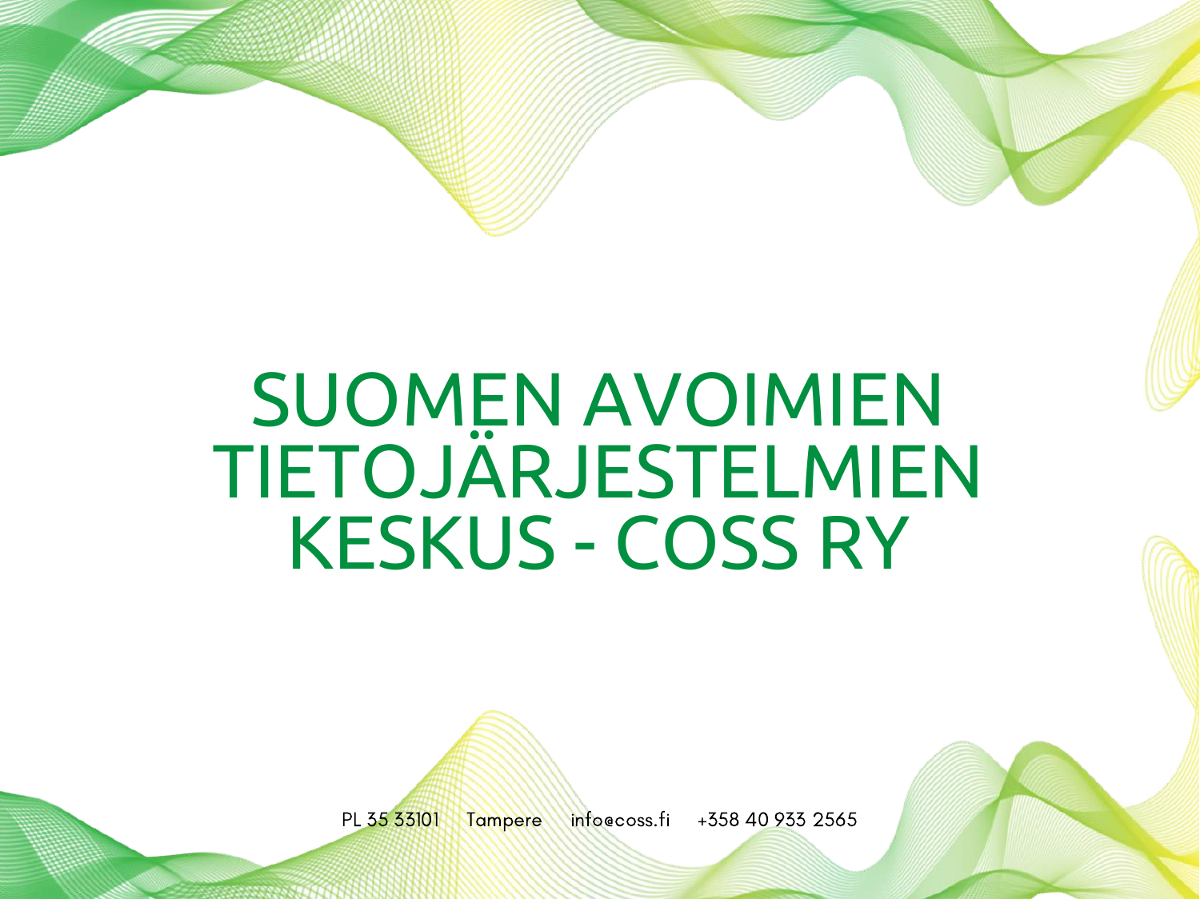# SUOMEN AVOIMIEN TIETOJÄRJESTELMIEN KESKUS - COSS RY

PL 35 33101 Tampere info@coss.fi +358 40 933 2565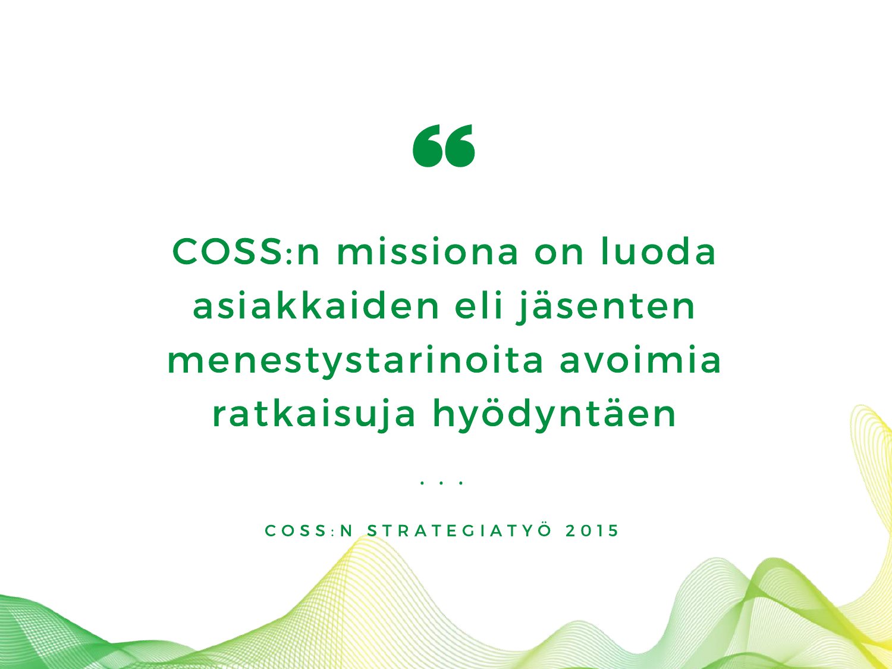> COSS:n missiona on luoda asiakkaiden eli jäsenten menestystarinoita avoimia ratkaisuja hyödyntäen

. . .

COSS:N STRATEGIATYÖ 2015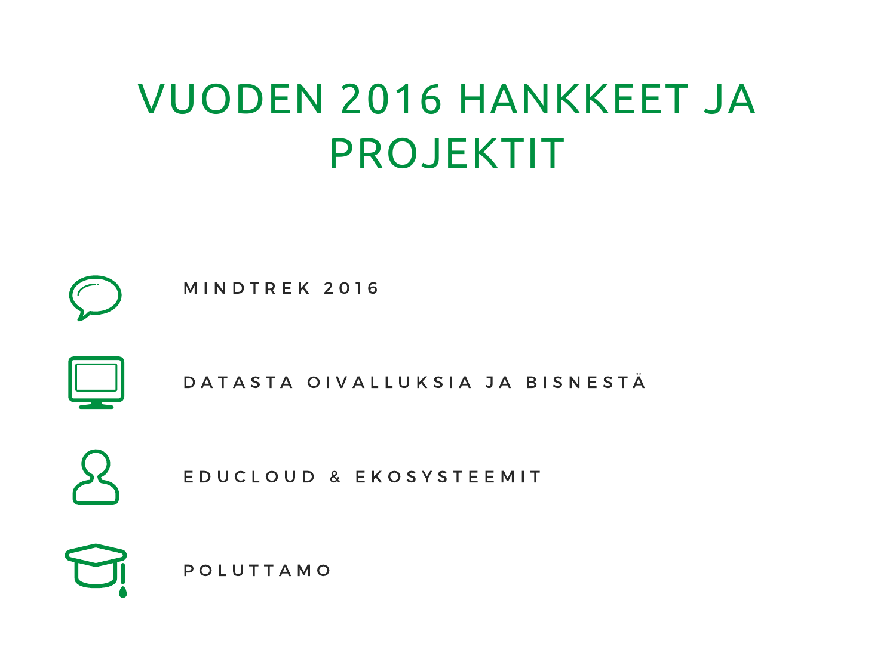# VUODEN 2016 HANKKEET JA PROJEKTIT

- MINDTREK 2016
- DATASTA OIVALLUKSIA JA BISNESTÄ
- EDUCLOUD & EKOSYSTEEMIT
- POLUTTAMO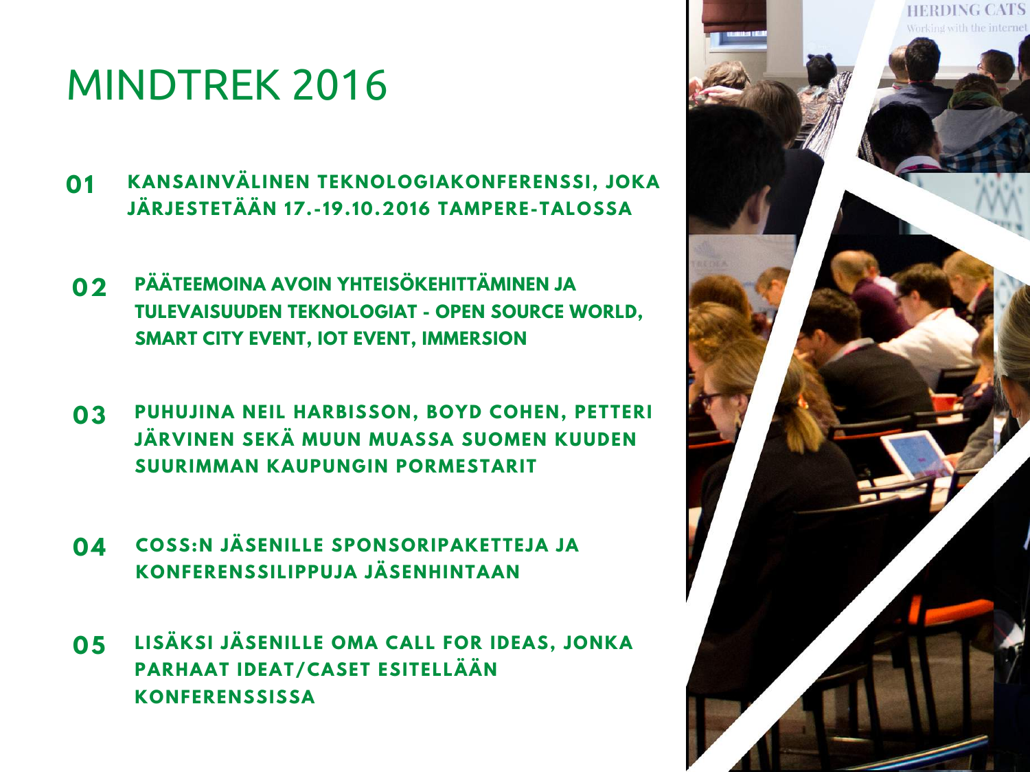# MINDTREK 2016

**01** **KANSAINVÄLINEN TEKNOLOGIAKONFERENSSI, JOKA JÄRJESTETÄÄN 17.-19.10.2016 TAMPERE-TALOSSA**

**02** **PÄÄTEEMOINA AVOIN YHTEISÖKEHITTÄMINEN JA TULEVAISUUDEN TEKNOLOGIAT - OPEN SOURCE WORLD, SMART CITY EVENT, IOT EVENT, IMMERSION**

**03** **PUHUJINA NEIL HARBISSON, BOYD COHEN, PETTERI JÄRVINEN SEKÄ MUUN MUASSA SUOMEN KUUDEN SUURIMMAN KAUPUNGIN PORMESTARIT**

**04** **COSS:N JÄSENILLE SPONSORIPAKETTEJA JA KONFERENSSILIPPUJA JÄSENHINTAAN**

**05** **LISÄKSI JÄSENILLE OMA CALL FOR IDEAS, JONKA PARHAAT IDEAT/CASET ESITELLÄÄN KONFERENSSISSA**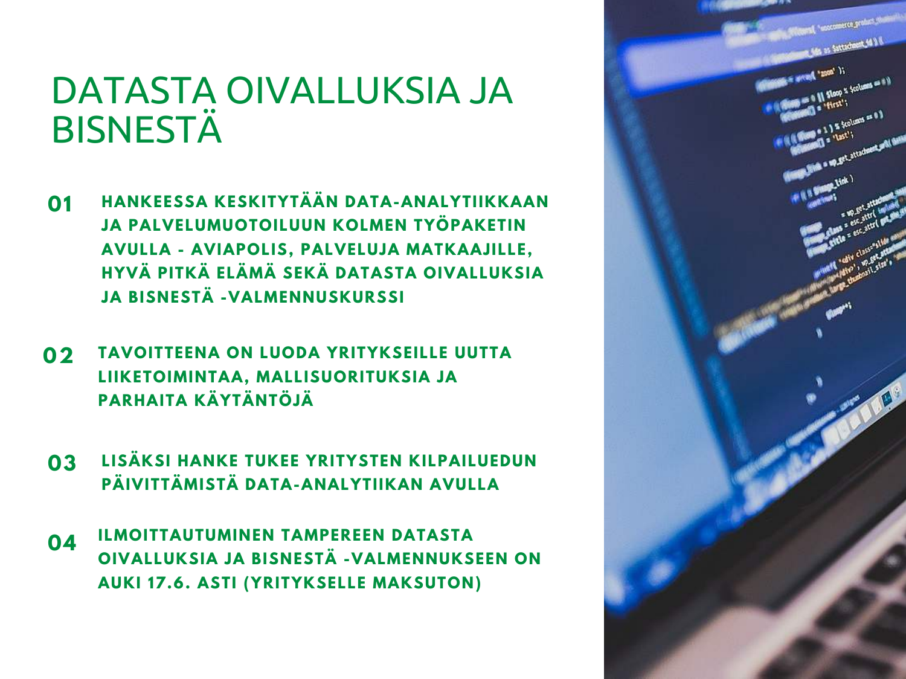# DATASTA OIVALLUKSIA JA BISNESTÄ

**01** **HANKEESSA KESKITYTÄÄN DATA-ANALYTIIKKAAN JA PALVELUMUOTOILUUN KOLMEN TYÖPAKETIN AVULLA - AVIAPOLIS, PALVELUJA MATKAAJILLE, HYVÄ PITKÄ ELÄMÄ SEKÄ DATASTA OIVALLUKSIA JA BISNESTÄ -VALMENNUSKURSSI**

**02** **TAVOITTEENA ON LUODA YRITYKSEILLE UUTTA LIIKETOIMINTAA, MALLISUORITUKSIA JA PARHAITA KÄYTÄNTÖJÄ**

**03** **LISÄKSI HANKE TUKEE YRITYSTEN KILPAILUEDUN PÄIVITTÄMISTÄ DATA-ANALYTIIKAN AVULLA**

**04** **ILMOITTAUTUMINEN TAMPEREEN DATASTA OIVALLUKSIA JA BISNESTÄ -VALMENNUKSEEN ON AUKI 17.6. ASTI (YRITYKSELLE MAKSUTON)**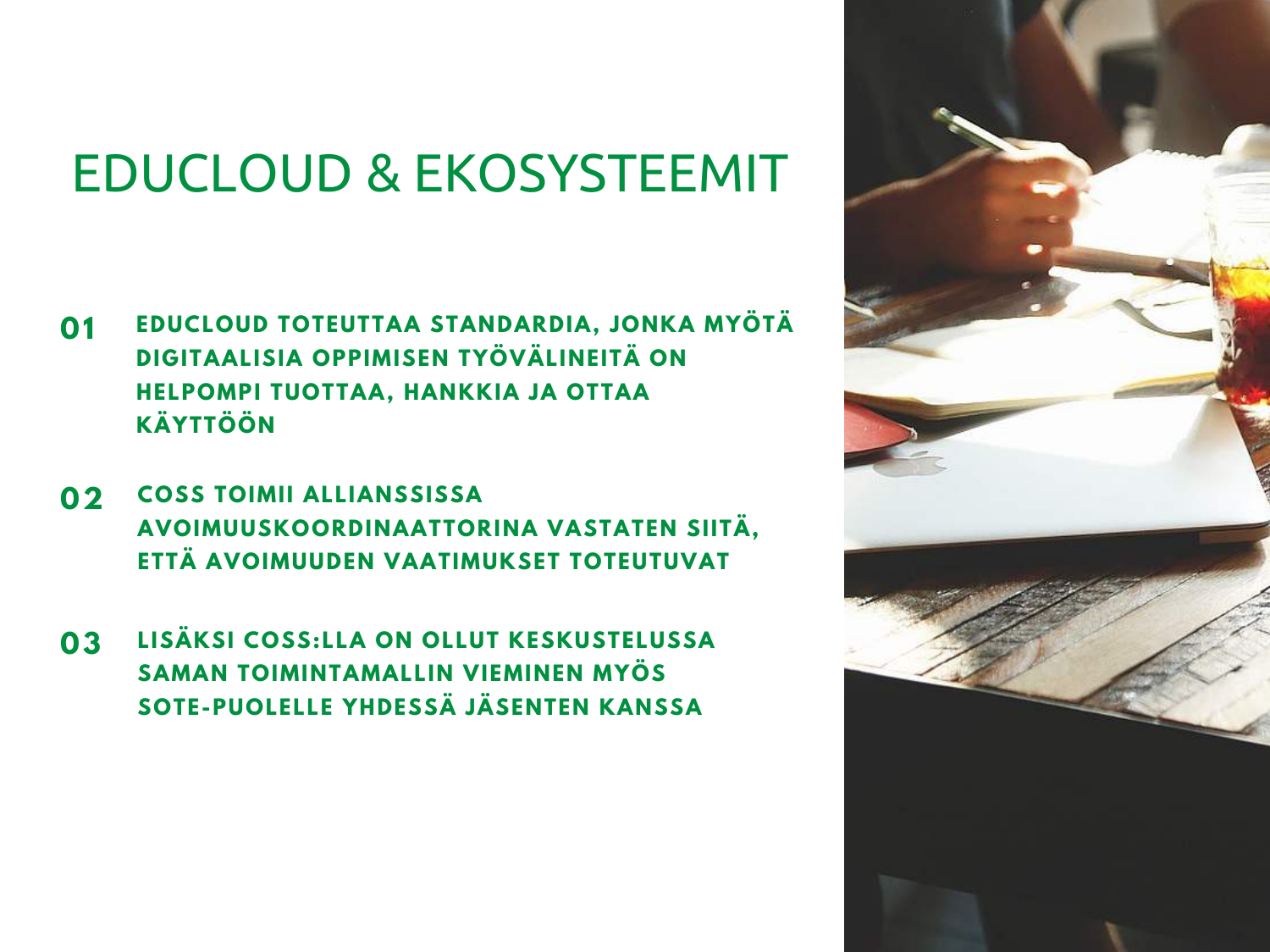# EDUCLOUD & EKOSYSTEEMIT

**01** **EDUCLOUD TOTEUTTAA STANDARDIA, JONKA MYÖTÄ DIGITAALISIA OPPIMISEN TYÖVÄLINEITÄ ON HELPOMPI TUOTTAA, HANKKIA JA OTTAA KÄYTTÖÖN**

**02** **COSS TOIMII ALLIANSSISSA AVOIMUUSKOORDINAATTORINA VASTATEN SIITÄ, ETTÄ AVOIMUUDEN VAATIMUKSET TOTEUTUVAT**

**03** **LISÄKSI COSS:LLA ON OLLUT KESKUSTELUSSA SAMAN TOIMINTAMALLIN VIEMINEN MYÖS SOTE-PUOLELLE YHDESSÄ JÄSENTEN KANSSA**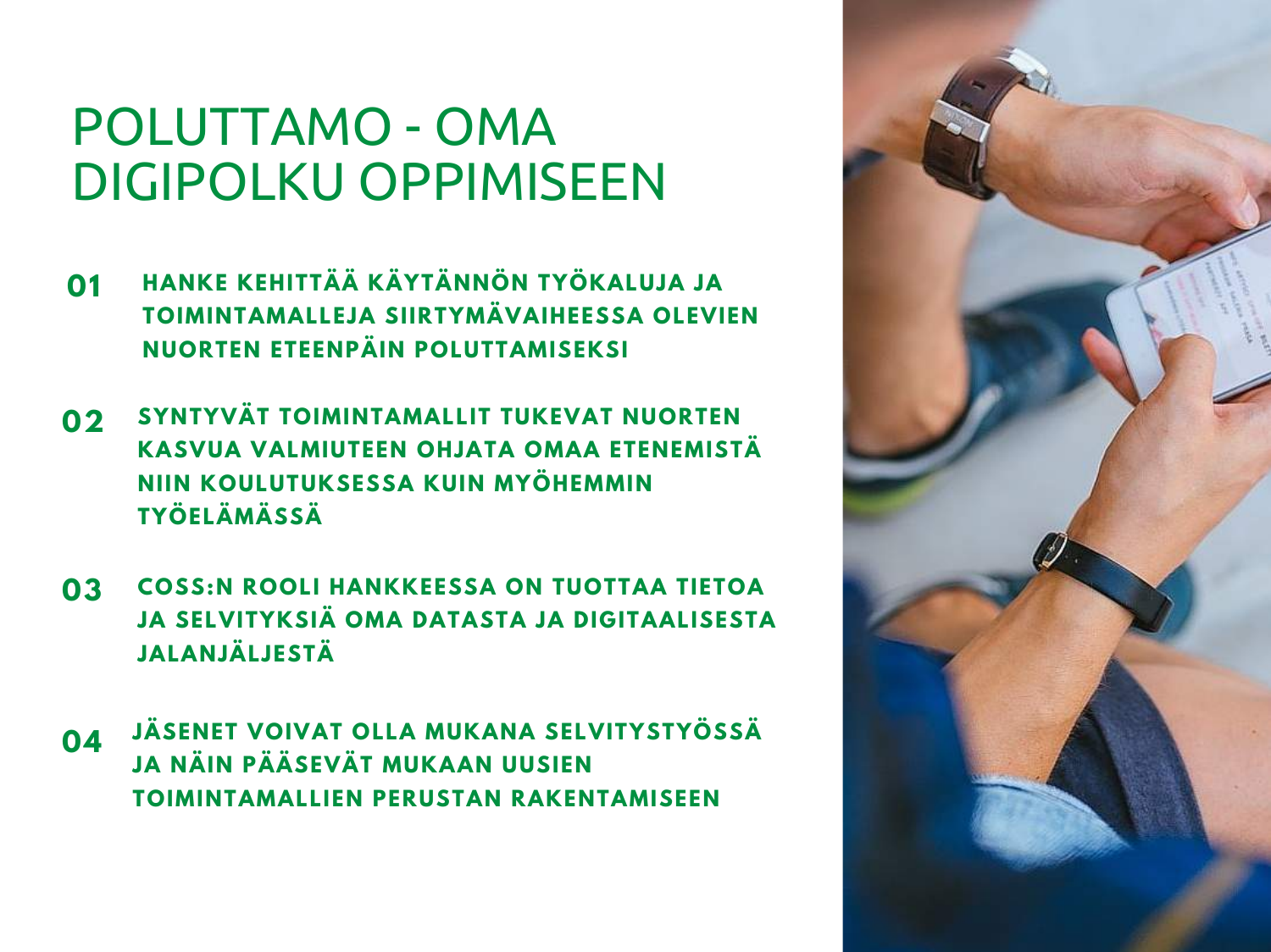# POLUTTAMO - OMA DIGIPOLKU OPPIMISEEN

**01** **HANKE KEHITTÄÄ KÄYTÄNNÖN TYÖKALUJA JA TOIMINTAMALLEJA SIIRTYMÄVAIHEESSA OLEVIEN NUORTEN ETEENPÄIN POLUTTAMISEKSI**

**02** **SYNTYVÄT TOIMINTAMALLIT TUKEVAT NUORTEN KASVUA VALMIUTEEN OHJATA OMAA ETENEMISTÄ NIIN KOULUTUKSESSA KUIN MYÖHEMMIN TYÖELÄMÄSSÄ**

**03** **COSS:N ROOLI HANKKEESSA ON TUOTTAA TIETOA JA SELVITYKSIÄ OMA DATASTA JA DIGITAALISESTA JALANJÄLJESTÄ**

**04** **JÄSENET VOIVAT OLLA MUKANA SELVITYSTYÖSSÄ JA NÄIN PÄÄSEVÄT MUKAAN UUSIEN TOIMINTAMALLIEN PERUSTAN RAKENTAMISEEN**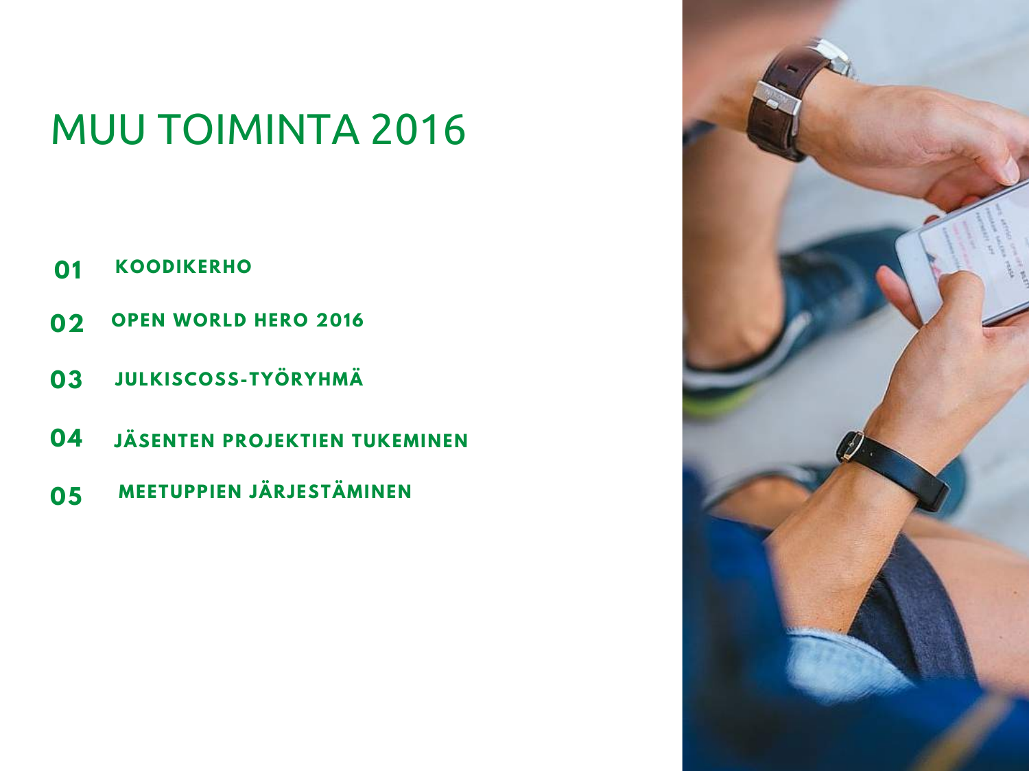# MUU TOIMINTA 2016

**01** **KOODIKERHO**

**02** **OPEN WORLD HERO 2016**

**03** **JULKISCOSS-TYÖRYHMÄ**

**04** **JÄSENTEN PROJEKTIEN TUKEMINEN**

**05** **MEETUPPIEN JÄRJESTÄMINEN**